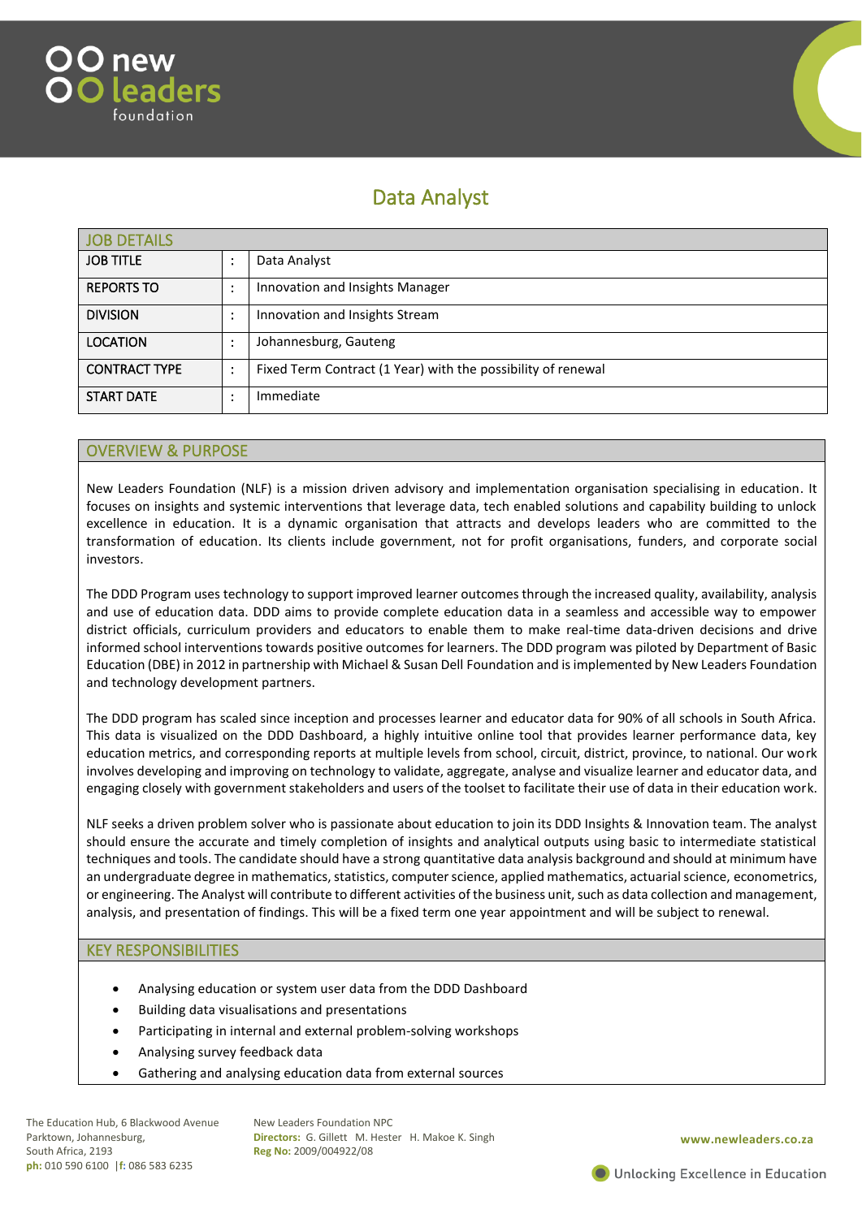# Data Analyst

## JOB DETAILS

| | | |
|---|---|---|
| JOB TITLE | : | Data Analyst |
| REPORTS TO | : | Innovation and Insights Manager |
| DIVISION | : | Innovation and Insights Stream |
| LOCATION | : | Johannesburg, Gauteng |
| CONTRACT TYPE | : | Fixed Term Contract (1 Year) with the possibility of renewal |
| START DATE | : | Immediate |

## OVERVIEW & PURPOSE

New Leaders Foundation (NLF) is a mission driven advisory and implementation organisation specialising in education. It focuses on insights and systemic interventions that leverage data, tech enabled solutions and capability building to unlock excellence in education. It is a dynamic organisation that attracts and develops leaders who are committed to the transformation of education. Its clients include government, not for profit organisations, funders, and corporate social investors.

The DDD Program uses technology to support improved learner outcomes through the increased quality, availability, analysis and use of education data. DDD aims to provide complete education data in a seamless and accessible way to empower district officials, curriculum providers and educators to enable them to make real-time data-driven decisions and drive informed school interventions towards positive outcomes for learners. The DDD program was piloted by Department of Basic Education (DBE) in 2012 in partnership with Michael & Susan Dell Foundation and is implemented by New Leaders Foundation and technology development partners.

The DDD program has scaled since inception and processes learner and educator data for 90% of all schools in South Africa. This data is visualized on the DDD Dashboard, a highly intuitive online tool that provides learner performance data, key education metrics, and corresponding reports at multiple levels from school, circuit, district, province, to national. Our work involves developing and improving on technology to validate, aggregate, analyse and visualize learner and educator data, and engaging closely with government stakeholders and users of the toolset to facilitate their use of data in their education work.

NLF seeks a driven problem solver who is passionate about education to join its DDD Insights & Innovation team. The analyst should ensure the accurate and timely completion of insights and analytical outputs using basic to intermediate statistical techniques and tools. The candidate should have a strong quantitative data analysis background and should at minimum have an undergraduate degree in mathematics, statistics, computer science, applied mathematics, actuarial science, econometrics, or engineering. The Analyst will contribute to different activities of the business unit, such as data collection and management, analysis, and presentation of findings. This will be a fixed term one year appointment and will be subject to renewal.

## KEY RESPONSIBILITIES

- Analysing education or system user data from the DDD Dashboard
- Building data visualisations and presentations
- Participating in internal and external problem-solving workshops
- Analysing survey feedback data
- Gathering and analysing education data from external sources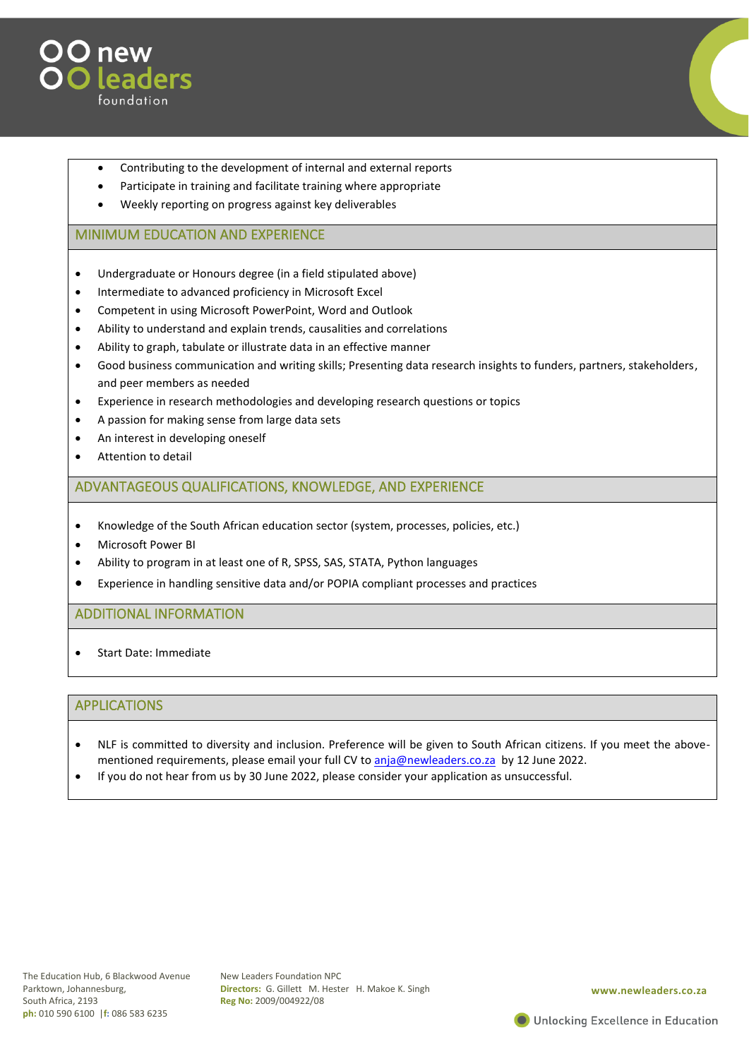- Contributing to the development of internal and external reports
- Participate in training and facilitate training where appropriate
- Weekly reporting on progress against key deliverables

## MINIMUM EDUCATION AND EXPERIENCE

- Undergraduate or Honours degree (in a field stipulated above)
- Intermediate to advanced proficiency in Microsoft Excel
- Competent in using Microsoft PowerPoint, Word and Outlook
- Ability to understand and explain trends, causalities and correlations
- Ability to graph, tabulate or illustrate data in an effective manner
- Good business communication and writing skills; Presenting data research insights to funders, partners, stakeholders, and peer members as needed
- Experience in research methodologies and developing research questions or topics
- A passion for making sense from large data sets
- An interest in developing oneself
- Attention to detail

## ADVANTAGEOUS QUALIFICATIONS, KNOWLEDGE, AND EXPERIENCE

- Knowledge of the South African education sector (system, processes, policies, etc.)
- Microsoft Power BI
- Ability to program in at least one of R, SPSS, SAS, STATA, Python languages
- Experience in handling sensitive data and/or POPIA compliant processes and practices

## ADDITIONAL INFORMATION

- Start Date: Immediate

## APPLICATIONS

- NLF is committed to diversity and inclusion. Preference will be given to South African citizens. If you meet the above-mentioned requirements, please email your full CV to anja@newleaders.co.za by 12 June 2022.
- If you do not hear from us by 30 June 2022, please consider your application as unsuccessful.